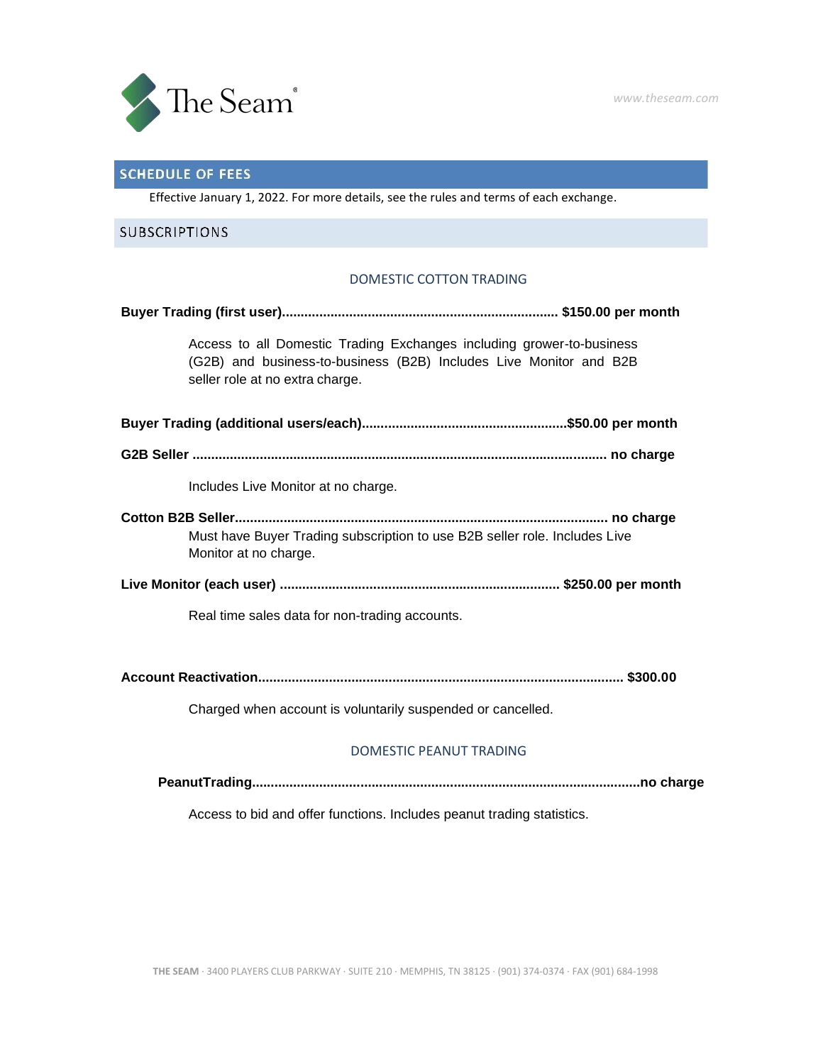The Seam®

www.theseam.com

## SCHEDULE OF FEES

Effective January 1, 2022. For more details, see the rules and terms of each exchange.

## SUBSCRIPTIONS

### DOMESTIC COTTON TRADING

**Buyer Trading (first user)........................................................................ $150.00 per month**

Access to all Domestic Trading Exchanges including grower-to-business (G2B) and business-to-business (B2B) Includes Live Monitor and B2B seller role at no extra charge.

**Buyer Trading (additional users/each)......................................................$50.00 per month**

**G2B Seller ............................................................................................................ no charge**

Includes Live Monitor at no charge.

**Cotton B2B Seller.................................................................................................. no charge**

Must have Buyer Trading subscription to use B2B seller role. Includes Live Monitor at no charge.

**Live Monitor (each user) .......................................................................... $250.00 per month**

Real time sales data for non-trading accounts.

**Account Reactivation................................................................................................ $300.00**

Charged when account is voluntarily suspended or cancelled.

### DOMESTIC PEANUT TRADING

**PeanutTrading......................................................................................................no charge**

Access to bid and offer functions. Includes peanut trading statistics.

**THE SEAM** · 3400 PLAYERS CLUB PARKWAY · SUITE 210 · MEMPHIS, TN 38125 · (901) 374-0374 · FAX (901) 684-1998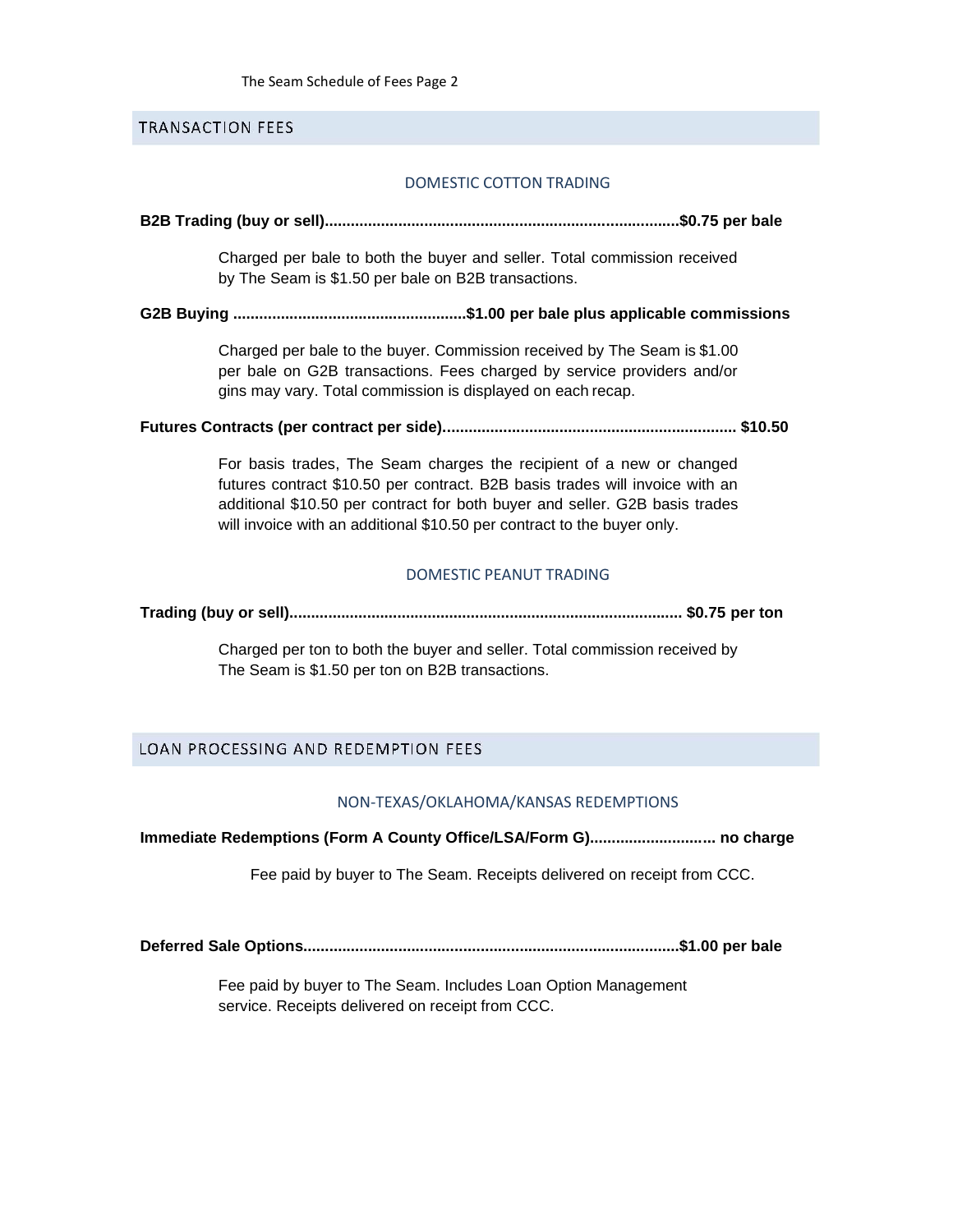## TRANSACTION FEES

### DOMESTIC COTTON TRADING

**B2B Trading (buy or sell).................................................................................$0.75 per bale**

Charged per bale to both the buyer and seller. Total commission received by The Seam is $1.50 per bale on B2B transactions.

**G2B Buying ......................................................$1.00 per bale plus applicable commissions**

Charged per bale to the buyer. Commission received by The Seam is $1.00 per bale on G2B transactions. Fees charged by service providers and/or gins may vary. Total commission is displayed on each recap.

**Futures Contracts (per contract per side)................................................................... $10.50**

For basis trades, The Seam charges the recipient of a new or changed futures contract $10.50 per contract. B2B basis trades will invoice with an additional $10.50 per contract for both buyer and seller. G2B basis trades will invoice with an additional $10.50 per contract to the buyer only.

### DOMESTIC PEANUT TRADING

**Trading (buy or sell).......................................................................................... $0.75 per ton**

Charged per ton to both the buyer and seller. Total commission received by The Seam is $1.50 per ton on B2B transactions.

## LOAN PROCESSING AND REDEMPTION FEES

### NON-TEXAS/OKLAHOMA/KANSAS REDEMPTIONS

**Immediate Redemptions (Form A County Office/LSA/Form G)............................ no charge**

Fee paid by buyer to The Seam. Receipts delivered on receipt from CCC.

**Deferred Sale Options......................................................................................$1.00 per bale**

Fee paid by buyer to The Seam. Includes Loan Option Management service. Receipts delivered on receipt from CCC.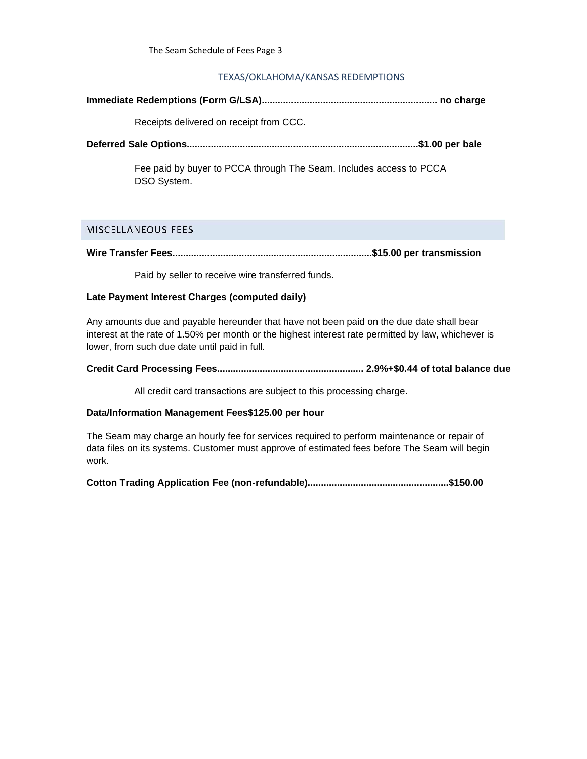## TEXAS/OKLAHOMA/KANSAS REDEMPTIONS

**Immediate Redemptions (Form G/LSA)................................................................ no charge**

Receipts delivered on receipt from CCC.

**Deferred Sale Options......................................................................................$1.00 per bale**

Fee paid by buyer to PCCA through The Seam. Includes access to PCCA DSO System.

## MISCELLANEOUS FEES

**Wire Transfer Fees..........................................................................$15.00 per transmission**

Paid by seller to receive wire transferred funds.

**Late Payment Interest Charges (computed daily)**

Any amounts due and payable hereunder that have not been paid on the due date shall bear interest at the rate of 1.50% per month or the highest interest rate permitted by law, whichever is lower, from such due date until paid in full.

**Credit Card Processing Fees...................................................... 2.9%+$0.44 of total balance due**

All credit card transactions are subject to this processing charge.

**Data/Information Management Fees$125.00 per hour**

The Seam may charge an hourly fee for services required to perform maintenance or repair of data files on its systems. Customer must approve of estimated fees before The Seam will begin work.

**Cotton Trading Application Fee (non-refundable)....................................................$150.00**